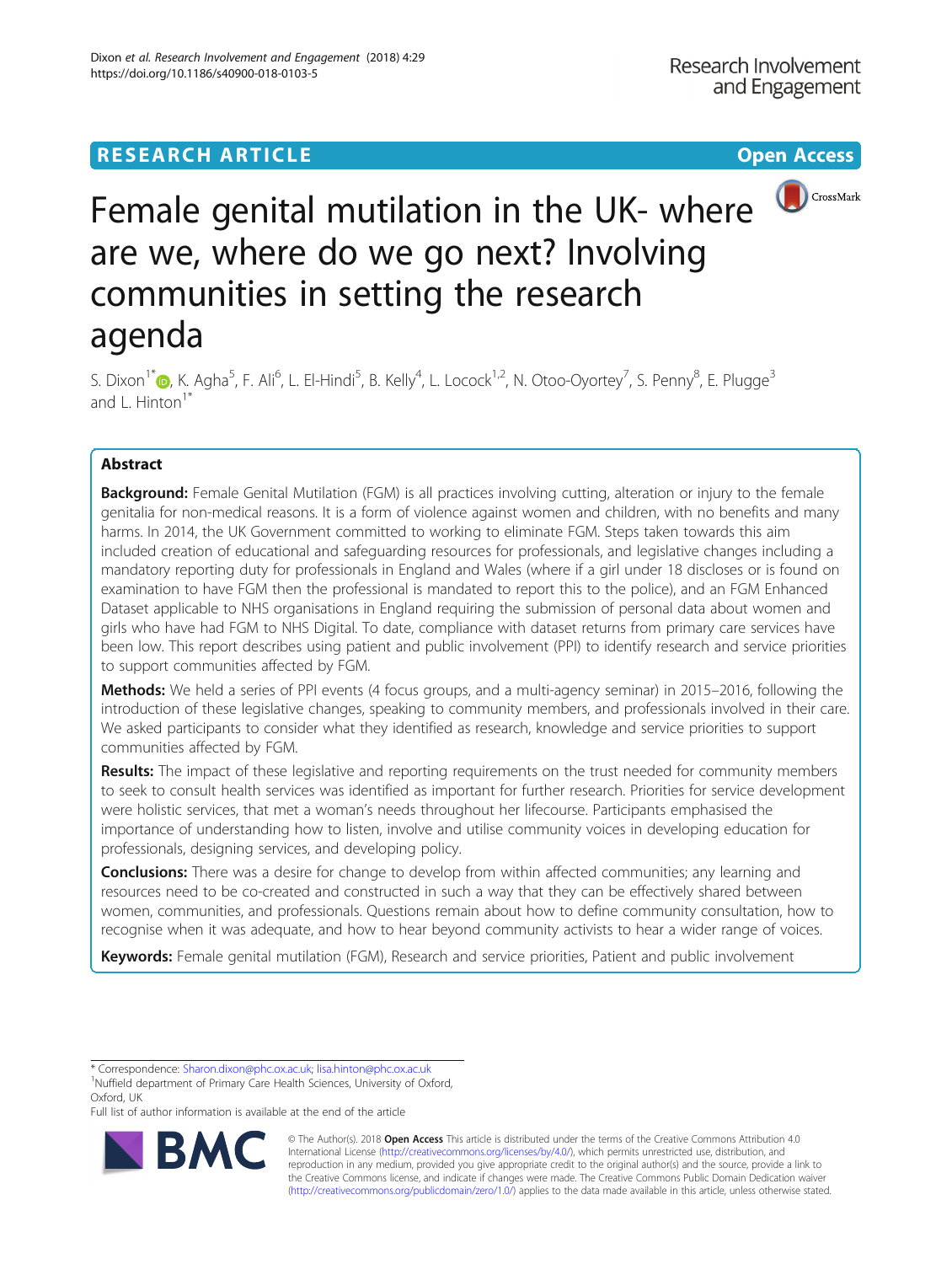RESEARCH ARTICLE

Open Access

# Female genital mutilation in the UK- where are we, where do we go next? Involving communities in setting the research agenda

S. Dixon[1*], K. Agha[5], F. Ali[6], L. El-Hindi[5], B. Kelly[4], L. Locock[1,2], N. Otoo-Oyortey[7], S. Penny[8], E. Plugge[3] and L. Hinton[1*]

## Abstract

**Background:** Female Genital Mutilation (FGM) is all practices involving cutting, alteration or injury to the female genitalia for non-medical reasons. It is a form of violence against women and children, with no benefits and many harms. In 2014, the UK Government committed to working to eliminate FGM. Steps taken towards this aim included creation of educational and safeguarding resources for professionals, and legislative changes including a mandatory reporting duty for professionals in England and Wales (where if a girl under 18 discloses or is found on examination to have FGM then the professional is mandated to report this to the police), and an FGM Enhanced Dataset applicable to NHS organisations in England requiring the submission of personal data about women and girls who have had FGM to NHS Digital. To date, compliance with dataset returns from primary care services have been low. This report describes using patient and public involvement (PPI) to identify research and service priorities to support communities affected by FGM.

**Methods:** We held a series of PPI events (4 focus groups, and a multi-agency seminar) in 2015–2016, following the introduction of these legislative changes, speaking to community members, and professionals involved in their care. We asked participants to consider what they identified as research, knowledge and service priorities to support communities affected by FGM.

**Results:** The impact of these legislative and reporting requirements on the trust needed for community members to seek to consult health services was identified as important for further research. Priorities for service development were holistic services, that met a woman's needs throughout her lifecourse. Participants emphasised the importance of understanding how to listen, involve and utilise community voices in developing education for professionals, designing services, and developing policy.

**Conclusions:** There was a desire for change to develop from within affected communities; any learning and resources need to be co-created and constructed in such a way that they can be effectively shared between women, communities, and professionals. Questions remain about how to define community consultation, how to recognise when it was adequate, and how to hear beyond community activists to hear a wider range of voices.

**Keywords:** Female genital mutilation (FGM), Research and service priorities, Patient and public involvement

\* Correspondence: Sharon.dixon@phc.ox.ac.uk; lisa.hinton@phc.ox.ac.uk
[1]Nuffield department of Primary Care Health Sciences, University of Oxford, Oxford, UK
Full list of author information is available at the end of the article

© The Author(s). 2018 **Open Access** This article is distributed under the terms of the Creative Commons Attribution 4.0 International License (http://creativecommons.org/licenses/by/4.0/), which permits unrestricted use, distribution, and reproduction in any medium, provided you give appropriate credit to the original author(s) and the source, provide a link to the Creative Commons license, and indicate if changes were made. The Creative Commons Public Domain Dedication waiver (http://creativecommons.org/publicdomain/zero/1.0/) applies to the data made available in this article, unless otherwise stated.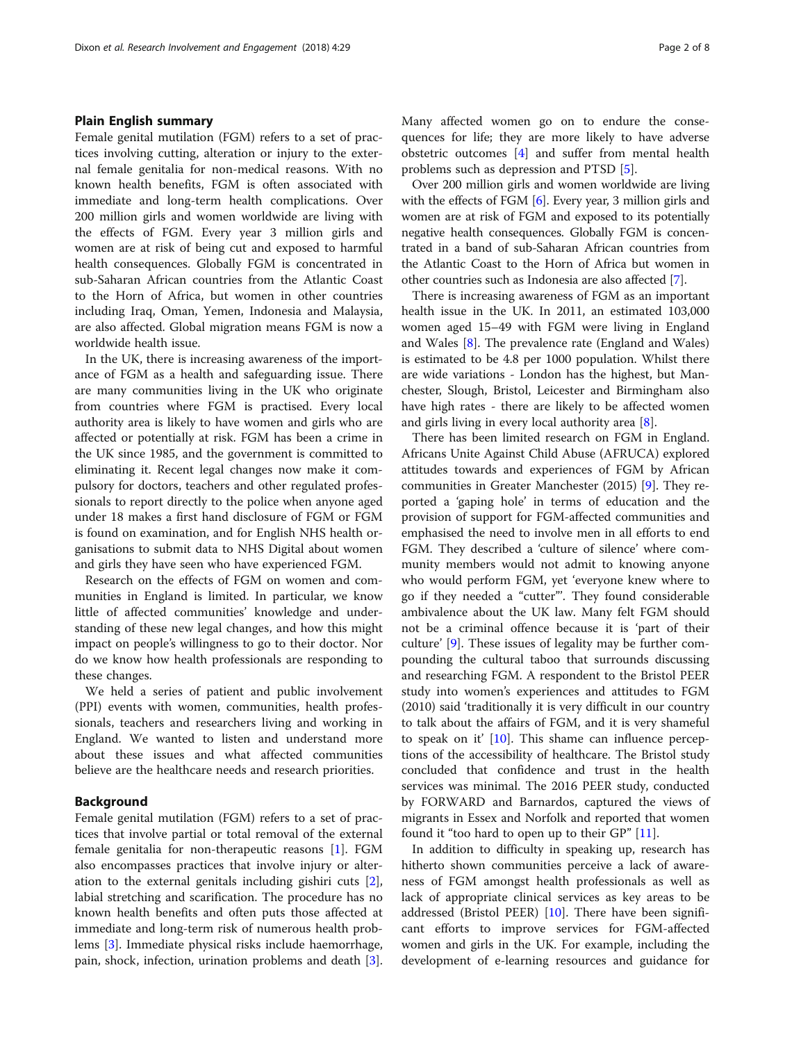## Plain English summary

Female genital mutilation (FGM) refers to a set of practices involving cutting, alteration or injury to the external female genitalia for non-medical reasons. With no known health benefits, FGM is often associated with immediate and long-term health complications. Over 200 million girls and women worldwide are living with the effects of FGM. Every year 3 million girls and women are at risk of being cut and exposed to harmful health consequences. Globally FGM is concentrated in sub-Saharan African countries from the Atlantic Coast to the Horn of Africa, but women in other countries including Iraq, Oman, Yemen, Indonesia and Malaysia, are also affected. Global migration means FGM is now a worldwide health issue.

In the UK, there is increasing awareness of the importance of FGM as a health and safeguarding issue. There are many communities living in the UK who originate from countries where FGM is practised. Every local authority area is likely to have women and girls who are affected or potentially at risk. FGM has been a crime in the UK since 1985, and the government is committed to eliminating it. Recent legal changes now make it compulsory for doctors, teachers and other regulated professionals to report directly to the police when anyone aged under 18 makes a first hand disclosure of FGM or FGM is found on examination, and for English NHS health organisations to submit data to NHS Digital about women and girls they have seen who have experienced FGM.

Research on the effects of FGM on women and communities in England is limited. In particular, we know little of affected communities' knowledge and understanding of these new legal changes, and how this might impact on people's willingness to go to their doctor. Nor do we know how health professionals are responding to these changes.

We held a series of patient and public involvement (PPI) events with women, communities, health professionals, teachers and researchers living and working in England. We wanted to listen and understand more about these issues and what affected communities believe are the healthcare needs and research priorities.

## Background

Female genital mutilation (FGM) refers to a set of practices that involve partial or total removal of the external female genitalia for non-therapeutic reasons [1]. FGM also encompasses practices that involve injury or alteration to the external genitals including gishiri cuts [2], labial stretching and scarification. The procedure has no known health benefits and often puts those affected at immediate and long-term risk of numerous health problems [3]. Immediate physical risks include haemorrhage, pain, shock, infection, urination problems and death [3]. Many affected women go on to endure the consequences for life; they are more likely to have adverse obstetric outcomes [4] and suffer from mental health problems such as depression and PTSD [5].

Over 200 million girls and women worldwide are living with the effects of FGM [6]. Every year, 3 million girls and women are at risk of FGM and exposed to its potentially negative health consequences. Globally FGM is concentrated in a band of sub-Saharan African countries from the Atlantic Coast to the Horn of Africa but women in other countries such as Indonesia are also affected [7].

There is increasing awareness of FGM as an important health issue in the UK. In 2011, an estimated 103,000 women aged 15–49 with FGM were living in England and Wales [8]. The prevalence rate (England and Wales) is estimated to be 4.8 per 1000 population. Whilst there are wide variations - London has the highest, but Manchester, Slough, Bristol, Leicester and Birmingham also have high rates - there are likely to be affected women and girls living in every local authority area [8].

There has been limited research on FGM in England. Africans Unite Against Child Abuse (AFRUCA) explored attitudes towards and experiences of FGM by African communities in Greater Manchester (2015) [9]. They reported a 'gaping hole' in terms of education and the provision of support for FGM-affected communities and emphasised the need to involve men in all efforts to end FGM. They described a 'culture of silence' where community members would not admit to knowing anyone who would perform FGM, yet 'everyone knew where to go if they needed a "cutter"'. They found considerable ambivalence about the UK law. Many felt FGM should not be a criminal offence because it is 'part of their culture' [9]. These issues of legality may be further compounding the cultural taboo that surrounds discussing and researching FGM. A respondent to the Bristol PEER study into women's experiences and attitudes to FGM (2010) said 'traditionally it is very difficult in our country to talk about the affairs of FGM, and it is very shameful to speak on it' [10]. This shame can influence perceptions of the accessibility of healthcare. The Bristol study concluded that confidence and trust in the health services was minimal. The 2016 PEER study, conducted by FORWARD and Barnardos, captured the views of migrants in Essex and Norfolk and reported that women found it "too hard to open up to their GP" [11].

In addition to difficulty in speaking up, research has hitherto shown communities perceive a lack of awareness of FGM amongst health professionals as well as lack of appropriate clinical services as key areas to be addressed (Bristol PEER) [10]. There have been significant efforts to improve services for FGM-affected women and girls in the UK. For example, including the development of e-learning resources and guidance for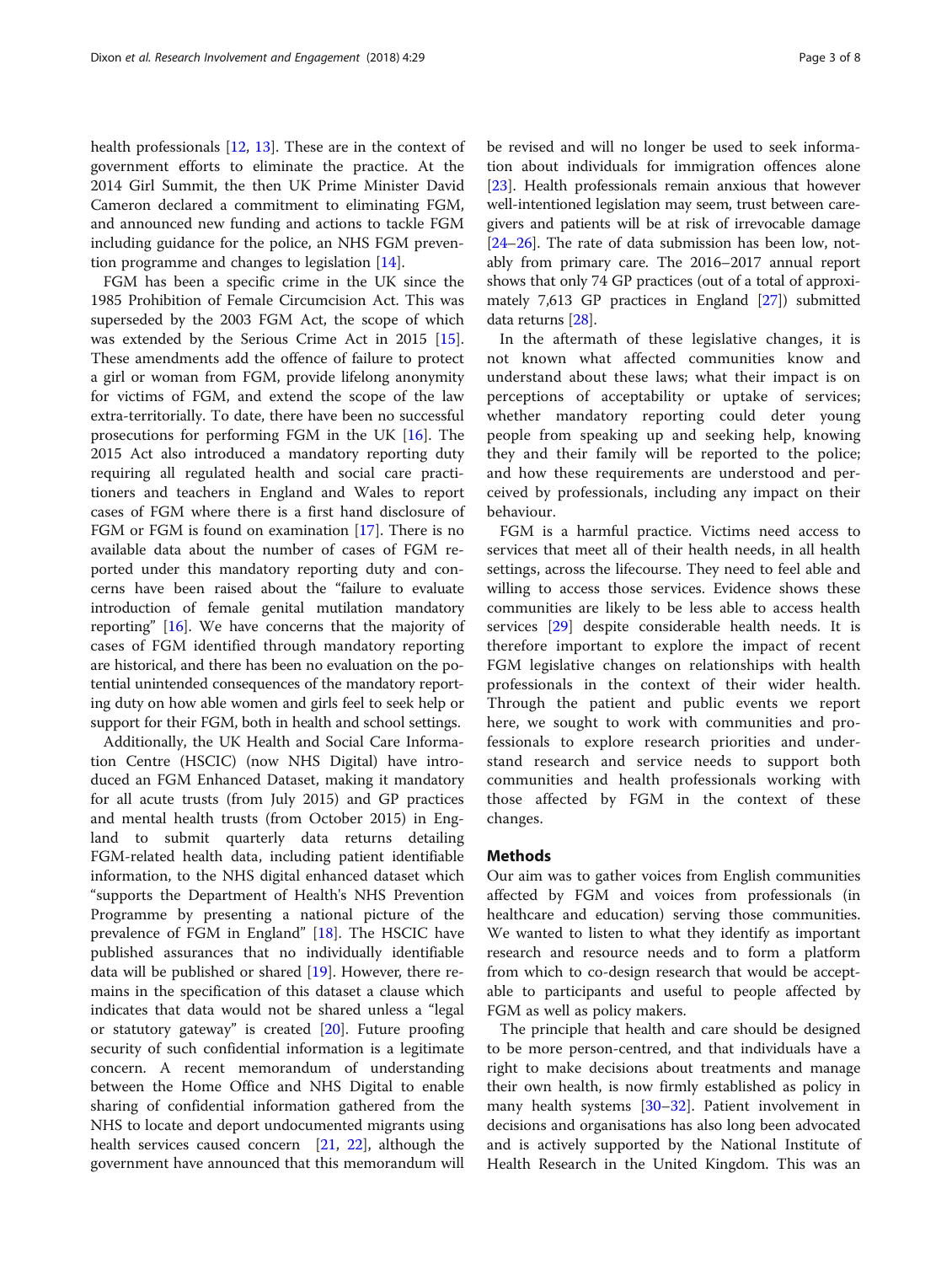health professionals [12, 13]. These are in the context of government efforts to eliminate the practice. At the 2014 Girl Summit, the then UK Prime Minister David Cameron declared a commitment to eliminating FGM, and announced new funding and actions to tackle FGM including guidance for the police, an NHS FGM prevention programme and changes to legislation [14].

FGM has been a specific crime in the UK since the 1985 Prohibition of Female Circumcision Act. This was superseded by the 2003 FGM Act, the scope of which was extended by the Serious Crime Act in 2015 [15]. These amendments add the offence of failure to protect a girl or woman from FGM, provide lifelong anonymity for victims of FGM, and extend the scope of the law extra-territorially. To date, there have been no successful prosecutions for performing FGM in the UK [16]. The 2015 Act also introduced a mandatory reporting duty requiring all regulated health and social care practitioners and teachers in England and Wales to report cases of FGM where there is a first hand disclosure of FGM or FGM is found on examination [17]. There is no available data about the number of cases of FGM reported under this mandatory reporting duty and concerns have been raised about the "failure to evaluate introduction of female genital mutilation mandatory reporting" [16]. We have concerns that the majority of cases of FGM identified through mandatory reporting are historical, and there has been no evaluation on the potential unintended consequences of the mandatory reporting duty on how able women and girls feel to seek help or support for their FGM, both in health and school settings.

Additionally, the UK Health and Social Care Information Centre (HSCIC) (now NHS Digital) have introduced an FGM Enhanced Dataset, making it mandatory for all acute trusts (from July 2015) and GP practices and mental health trusts (from October 2015) in England to submit quarterly data returns detailing FGM-related health data, including patient identifiable information, to the NHS digital enhanced dataset which "supports the Department of Health's NHS Prevention Programme by presenting a national picture of the prevalence of FGM in England" [18]. The HSCIC have published assurances that no individually identifiable data will be published or shared [19]. However, there remains in the specification of this dataset a clause which indicates that data would not be shared unless a "legal or statutory gateway" is created [20]. Future proofing security of such confidential information is a legitimate concern. A recent memorandum of understanding between the Home Office and NHS Digital to enable sharing of confidential information gathered from the NHS to locate and deport undocumented migrants using health services caused concern [21, 22], although the government have announced that this memorandum will be revised and will no longer be used to seek information about individuals for immigration offences alone [23]. Health professionals remain anxious that however well-intentioned legislation may seem, trust between caregivers and patients will be at risk of irrevocable damage [24–26]. The rate of data submission has been low, notably from primary care. The 2016–2017 annual report shows that only 74 GP practices (out of a total of approximately 7,613 GP practices in England [27]) submitted data returns [28].

In the aftermath of these legislative changes, it is not known what affected communities know and understand about these laws; what their impact is on perceptions of acceptability or uptake of services; whether mandatory reporting could deter young people from speaking up and seeking help, knowing they and their family will be reported to the police; and how these requirements are understood and perceived by professionals, including any impact on their behaviour.

FGM is a harmful practice. Victims need access to services that meet all of their health needs, in all health settings, across the lifecourse. They need to feel able and willing to access those services. Evidence shows these communities are likely to be less able to access health services [29] despite considerable health needs. It is therefore important to explore the impact of recent FGM legislative changes on relationships with health professionals in the context of their wider health. Through the patient and public events we report here, we sought to work with communities and professionals to explore research priorities and understand research and service needs to support both communities and health professionals working with those affected by FGM in the context of these changes.

## Methods

Our aim was to gather voices from English communities affected by FGM and voices from professionals (in healthcare and education) serving those communities. We wanted to listen to what they identify as important research and resource needs and to form a platform from which to co-design research that would be acceptable to participants and useful to people affected by FGM as well as policy makers.

The principle that health and care should be designed to be more person-centred, and that individuals have a right to make decisions about treatments and manage their own health, is now firmly established as policy in many health systems [30–32]. Patient involvement in decisions and organisations has also long been advocated and is actively supported by the National Institute of Health Research in the United Kingdom. This was an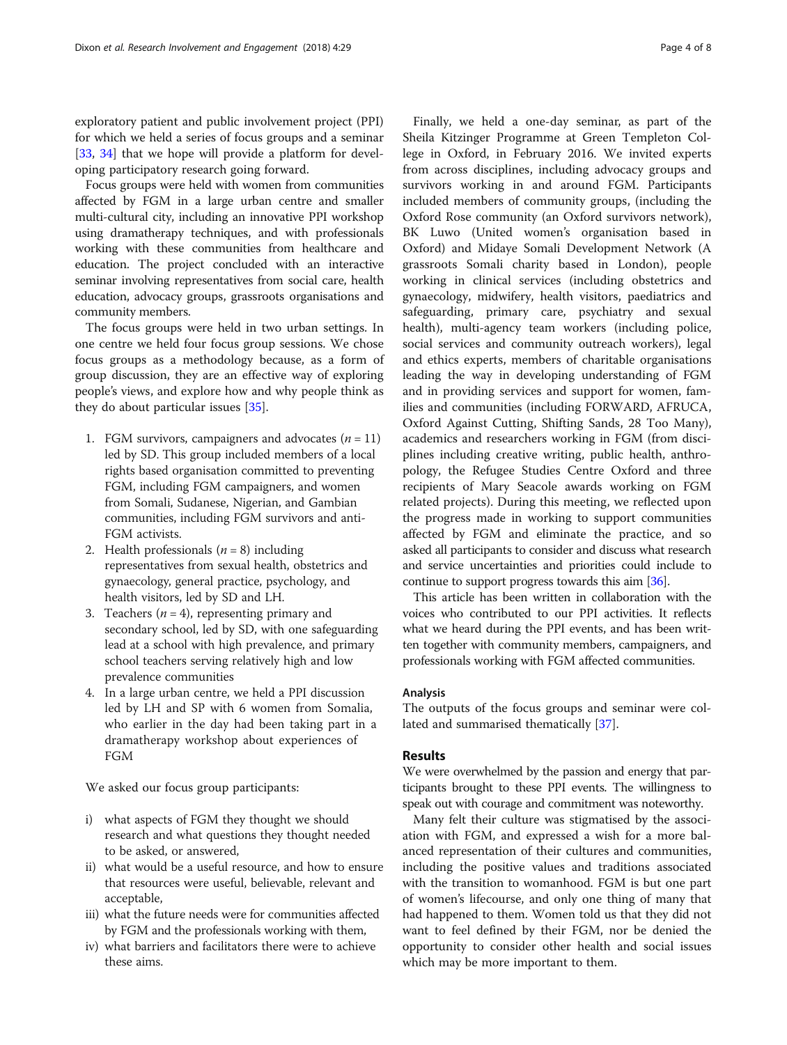exploratory patient and public involvement project (PPI) for which we held a series of focus groups and a seminar [33, 34] that we hope will provide a platform for developing participatory research going forward.

Focus groups were held with women from communities affected by FGM in a large urban centre and smaller multi-cultural city, including an innovative PPI workshop using dramatherapy techniques, and with professionals working with these communities from healthcare and education. The project concluded with an interactive seminar involving representatives from social care, health education, advocacy groups, grassroots organisations and community members.

The focus groups were held in two urban settings. In one centre we held four focus group sessions. We chose focus groups as a methodology because, as a form of group discussion, they are an effective way of exploring people's views, and explore how and why people think as they do about particular issues [35].

1. FGM survivors, campaigners and advocates ($n = 11$) led by SD. This group included members of a local rights based organisation committed to preventing FGM, including FGM campaigners, and women from Somali, Sudanese, Nigerian, and Gambian communities, including FGM survivors and anti-FGM activists.
2. Health professionals ($n = 8$) including representatives from sexual health, obstetrics and gynaecology, general practice, psychology, and health visitors, led by SD and LH.
3. Teachers ($n = 4$), representing primary and secondary school, led by SD, with one safeguarding lead at a school with high prevalence, and primary school teachers serving relatively high and low prevalence communities
4. In a large urban centre, we held a PPI discussion led by LH and SP with 6 women from Somalia, who earlier in the day had been taking part in a dramatherapy workshop about experiences of FGM

We asked our focus group participants:

i) what aspects of FGM they thought we should research and what questions they thought needed to be asked, or answered,
ii) what would be a useful resource, and how to ensure that resources were useful, believable, relevant and acceptable,
iii) what the future needs were for communities affected by FGM and the professionals working with them,
iv) what barriers and facilitators there were to achieve these aims.

Finally, we held a one-day seminar, as part of the Sheila Kitzinger Programme at Green Templeton College in Oxford, in February 2016. We invited experts from across disciplines, including advocacy groups and survivors working in and around FGM. Participants included members of community groups, (including the Oxford Rose community (an Oxford survivors network), BK Luwo (United women's organisation based in Oxford) and Midaye Somali Development Network (A grassroots Somali charity based in London), people working in clinical services (including obstetrics and gynaecology, midwifery, health visitors, paediatrics and safeguarding, primary care, psychiatry and sexual health), multi-agency team workers (including police, social services and community outreach workers), legal and ethics experts, members of charitable organisations leading the way in developing understanding of FGM and in providing services and support for women, families and communities (including FORWARD, AFRUCA, Oxford Against Cutting, Shifting Sands, 28 Too Many), academics and researchers working in FGM (from disciplines including creative writing, public health, anthropology, the Refugee Studies Centre Oxford and three recipients of Mary Seacole awards working on FGM related projects). During this meeting, we reflected upon the progress made in working to support communities affected by FGM and eliminate the practice, and so asked all participants to consider and discuss what research and service uncertainties and priorities could include to continue to support progress towards this aim [36].

This article has been written in collaboration with the voices who contributed to our PPI activities. It reflects what we heard during the PPI events, and has been written together with community members, campaigners, and professionals working with FGM affected communities.

### Analysis

The outputs of the focus groups and seminar were collated and summarised thematically [37].

## Results

We were overwhelmed by the passion and energy that participants brought to these PPI events. The willingness to speak out with courage and commitment was noteworthy.

Many felt their culture was stigmatised by the association with FGM, and expressed a wish for a more balanced representation of their cultures and communities, including the positive values and traditions associated with the transition to womanhood. FGM is but one part of women's lifecourse, and only one thing of many that had happened to them. Women told us that they did not want to feel defined by their FGM, nor be denied the opportunity to consider other health and social issues which may be more important to them.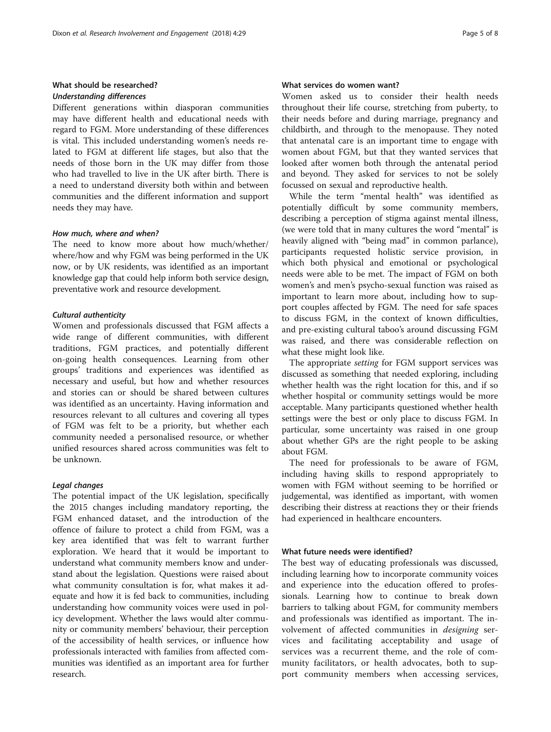### What should be researched?

#### *Understanding differences*

Different generations within diasporan communities may have different health and educational needs with regard to FGM. More understanding of these differences is vital. This included understanding women's needs related to FGM at different life stages, but also that the needs of those born in the UK may differ from those who had travelled to live in the UK after birth. There is a need to understand diversity both within and between communities and the different information and support needs they may have.

#### *How much, where and when?*

The need to know more about how much/whether/where/how and why FGM was being performed in the UK now, or by UK residents, was identified as an important knowledge gap that could help inform both service design, preventative work and resource development.

#### *Cultural authenticity*

Women and professionals discussed that FGM affects a wide range of different communities, with different traditions, FGM practices, and potentially different on-going health consequences. Learning from other groups' traditions and experiences was identified as necessary and useful, but how and whether resources and stories can or should be shared between cultures was identified as an uncertainty. Having information and resources relevant to all cultures and covering all types of FGM was felt to be a priority, but whether each community needed a personalised resource, or whether unified resources shared across communities was felt to be unknown.

#### *Legal changes*

The potential impact of the UK legislation, specifically the 2015 changes including mandatory reporting, the FGM enhanced dataset, and the introduction of the offence of failure to protect a child from FGM, was a key area identified that was felt to warrant further exploration. We heard that it would be important to understand what community members know and understand about the legislation. Questions were raised about what community consultation is for, what makes it adequate and how it is fed back to communities, including understanding how community voices were used in policy development. Whether the laws would alter community or community members' behaviour, their perception of the accessibility of health services, or influence how professionals interacted with families from affected communities was identified as an important area for further research.

### What services do women want?

Women asked us to consider their health needs throughout their life course, stretching from puberty, to their needs before and during marriage, pregnancy and childbirth, and through to the menopause. They noted that antenatal care is an important time to engage with women about FGM, but that they wanted services that looked after women both through the antenatal period and beyond. They asked for services to not be solely focussed on sexual and reproductive health.

While the term "mental health" was identified as potentially difficult by some community members, describing a perception of stigma against mental illness, (we were told that in many cultures the word "mental" is heavily aligned with "being mad" in common parlance), participants requested holistic service provision, in which both physical and emotional or psychological needs were able to be met. The impact of FGM on both women's and men's psycho-sexual function was raised as important to learn more about, including how to support couples affected by FGM. The need for safe spaces to discuss FGM, in the context of known difficulties, and pre-existing cultural taboo's around discussing FGM was raised, and there was considerable reflection on what these might look like.

The appropriate *setting* for FGM support services was discussed as something that needed exploring, including whether health was the right location for this, and if so whether hospital or community settings would be more acceptable. Many participants questioned whether health settings were the best or only place to discuss FGM. In particular, some uncertainty was raised in one group about whether GPs are the right people to be asking about FGM.

The need for professionals to be aware of FGM, including having skills to respond appropriately to women with FGM without seeming to be horrified or judgemental, was identified as important, with women describing their distress at reactions they or their friends had experienced in healthcare encounters.

### What future needs were identified?

The best way of educating professionals was discussed, including learning how to incorporate community voices and experience into the education offered to professionals. Learning how to continue to break down barriers to talking about FGM, for community members and professionals was identified as important. The involvement of affected communities in *designing* services and facilitating acceptability and usage of services was a recurrent theme, and the role of community facilitators, or health advocates, both to support community members when accessing services,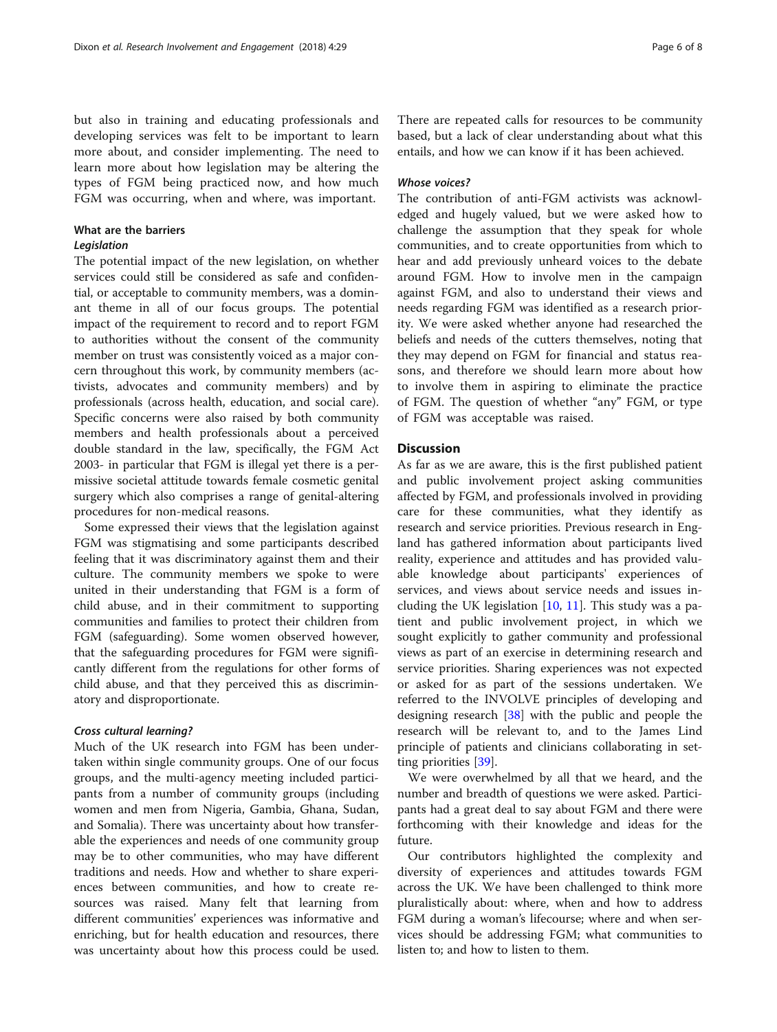but also in training and educating professionals and developing services was felt to be important to learn more about, and consider implementing. The need to learn more about how legislation may be altering the types of FGM being practiced now, and how much FGM was occurring, when and where, was important.

### What are the barriers

#### *Legislation*

The potential impact of the new legislation, on whether services could still be considered as safe and confidential, or acceptable to community members, was a dominant theme in all of our focus groups. The potential impact of the requirement to record and to report FGM to authorities without the consent of the community member on trust was consistently voiced as a major concern throughout this work, by community members (activists, advocates and community members) and by professionals (across health, education, and social care). Specific concerns were also raised by both community members and health professionals about a perceived double standard in the law, specifically, the FGM Act 2003- in particular that FGM is illegal yet there is a permissive societal attitude towards female cosmetic genital surgery which also comprises a range of genital-altering procedures for non-medical reasons.

Some expressed their views that the legislation against FGM was stigmatising and some participants described feeling that it was discriminatory against them and their culture. The community members we spoke to were united in their understanding that FGM is a form of child abuse, and in their commitment to supporting communities and families to protect their children from FGM (safeguarding). Some women observed however, that the safeguarding procedures for FGM were significantly different from the regulations for other forms of child abuse, and that they perceived this as discriminatory and disproportionate.

#### *Cross cultural learning?*

Much of the UK research into FGM has been undertaken within single community groups. One of our focus groups, and the multi-agency meeting included participants from a number of community groups (including women and men from Nigeria, Gambia, Ghana, Sudan, and Somalia). There was uncertainty about how transferable the experiences and needs of one community group may be to other communities, who may have different traditions and needs. How and whether to share experiences between communities, and how to create resources was raised. Many felt that learning from different communities' experiences was informative and enriching, but for health education and resources, there was uncertainty about how this process could be used. There are repeated calls for resources to be community based, but a lack of clear understanding about what this entails, and how we can know if it has been achieved.

#### *Whose voices?*

The contribution of anti-FGM activists was acknowledged and hugely valued, but we were asked how to challenge the assumption that they speak for whole communities, and to create opportunities from which to hear and add previously unheard voices to the debate around FGM. How to involve men in the campaign against FGM, and also to understand their views and needs regarding FGM was identified as a research priority. We were asked whether anyone had researched the beliefs and needs of the cutters themselves, noting that they may depend on FGM for financial and status reasons, and therefore we should learn more about how to involve them in aspiring to eliminate the practice of FGM. The question of whether "any" FGM, or type of FGM was acceptable was raised.

## Discussion

As far as we are aware, this is the first published patient and public involvement project asking communities affected by FGM, and professionals involved in providing care for these communities, what they identify as research and service priorities. Previous research in England has gathered information about participants lived reality, experience and attitudes and has provided valuable knowledge about participants' experiences of services, and views about service needs and issues including the UK legislation [10, 11]. This study was a patient and public involvement project, in which we sought explicitly to gather community and professional views as part of an exercise in determining research and service priorities. Sharing experiences was not expected or asked for as part of the sessions undertaken. We referred to the INVOLVE principles of developing and designing research [38] with the public and people the research will be relevant to, and to the James Lind principle of patients and clinicians collaborating in setting priorities [39].

We were overwhelmed by all that we heard, and the number and breadth of questions we were asked. Participants had a great deal to say about FGM and there were forthcoming with their knowledge and ideas for the future.

Our contributors highlighted the complexity and diversity of experiences and attitudes towards FGM across the UK. We have been challenged to think more pluralistically about: where, when and how to address FGM during a woman's lifecourse; where and when services should be addressing FGM; what communities to listen to; and how to listen to them.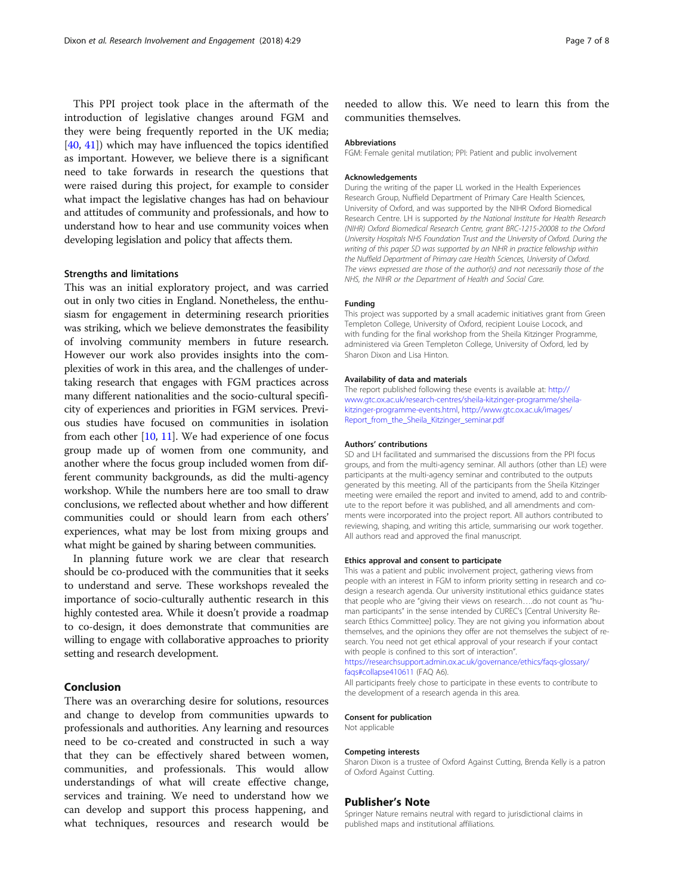This PPI project took place in the aftermath of the introduction of legislative changes around FGM and they were being frequently reported in the UK media; [40, 41]) which may have influenced the topics identified as important. However, we believe there is a significant need to take forwards in research the questions that were raised during this project, for example to consider what impact the legislative changes has had on behaviour and attitudes of community and professionals, and how to understand how to hear and use community voices when developing legislation and policy that affects them.

### Strengths and limitations

This was an initial exploratory project, and was carried out in only two cities in England. Nonetheless, the enthusiasm for engagement in determining research priorities was striking, which we believe demonstrates the feasibility of involving community members in future research. However our work also provides insights into the complexities of work in this area, and the challenges of undertaking research that engages with FGM practices across many different nationalities and the socio-cultural specificity of experiences and priorities in FGM services. Previous studies have focused on communities in isolation from each other [10, 11]. We had experience of one focus group made up of women from one community, and another where the focus group included women from different community backgrounds, as did the multi-agency workshop. While the numbers here are too small to draw conclusions, we reflected about whether and how different communities could or should learn from each others' experiences, what may be lost from mixing groups and what might be gained by sharing between communities.

In planning future work we are clear that research should be co-produced with the communities that it seeks to understand and serve. These workshops revealed the importance of socio-culturally authentic research in this highly contested area. While it doesn't provide a roadmap to co-design, it does demonstrate that communities are willing to engage with collaborative approaches to priority setting and research development.

## Conclusion

There was an overarching desire for solutions, resources and change to develop from communities upwards to professionals and authorities. Any learning and resources need to be co-created and constructed in such a way that they can be effectively shared between women, communities, and professionals. This would allow understandings of what will create effective change, services and training. We need to understand how we can develop and support this process happening, and what techniques, resources and research would be needed to allow this. We need to learn this from the communities themselves.

#### Abbreviations

FGM: Female genital mutilation; PPI: Patient and public involvement

#### Acknowledgements

During the writing of the paper LL worked in the Health Experiences Research Group, Nuffield Department of Primary Care Health Sciences, University of Oxford, and was supported by the NIHR Oxford Biomedical Research Centre. LH is supported *by the National Institute for Health Research (NIHR) Oxford Biomedical Research Centre, grant BRC-1215-20008 to the Oxford University Hospitals NHS Foundation Trust and the University of Oxford. During the writing of this paper SD was supported by an NIHR in practice fellowship within the Nuffield Department of Primary care Health Sciences, University of Oxford. The views expressed are those of the author(s) and not necessarily those of the NHS, the NIHR or the Department of Health and Social Care.*

#### Funding

This project was supported by a small academic initiatives grant from Green Templeton College, University of Oxford, recipient Louise Locock, and with funding for the final workshop from the Sheila Kitzinger Programme, administered via Green Templeton College, University of Oxford, led by Sharon Dixon and Lisa Hinton.

#### Availability of data and materials

The report published following these events is available at: http://www.gtc.ox.ac.uk/research-centres/sheila-kitzinger-programme/sheila-kitzinger-programme-events.html, http://www.gtc.ox.ac.uk/images/Report_from_the_Sheila_Kitzinger_seminar.pdf

#### Authors' contributions

SD and LH facilitated and summarised the discussions from the PPI focus groups, and from the multi-agency seminar. All authors (other than LE) were participants at the multi-agency seminar and contributed to the outputs generated by this meeting. All of the participants from the Sheila Kitzinger meeting were emailed the report and invited to amend, add to and contribute to the report before it was published, and all amendments and comments were incorporated into the project report. All authors contributed to reviewing, shaping, and writing this article, summarising our work together. All authors read and approved the final manuscript.

#### Ethics approval and consent to participate

This was a patient and public involvement project, gathering views from people with an interest in FGM to inform priority setting in research and co-design a research agenda. Our university institutional ethics guidance states that people who are "giving their views on research….do not count as "human participants" in the sense intended by CUREC's [Central University Research Ethics Committee] policy. They are not giving you information about themselves, and the opinions they offer are not themselves the subject of research. You need not get ethical approval of your research if your contact with people is confined to this sort of interaction".
https://researchsupport.admin.ox.ac.uk/governance/ethics/faqs-glossary/faqs#collapse410611 (FAQ A6).
All participants freely chose to participate in these events to contribute to the development of a research agenda in this area.

#### Consent for publication

Not applicable

#### Competing interests

Sharon Dixon is a trustee of Oxford Against Cutting, Brenda Kelly is a patron of Oxford Against Cutting.

## Publisher's Note

Springer Nature remains neutral with regard to jurisdictional claims in published maps and institutional affiliations.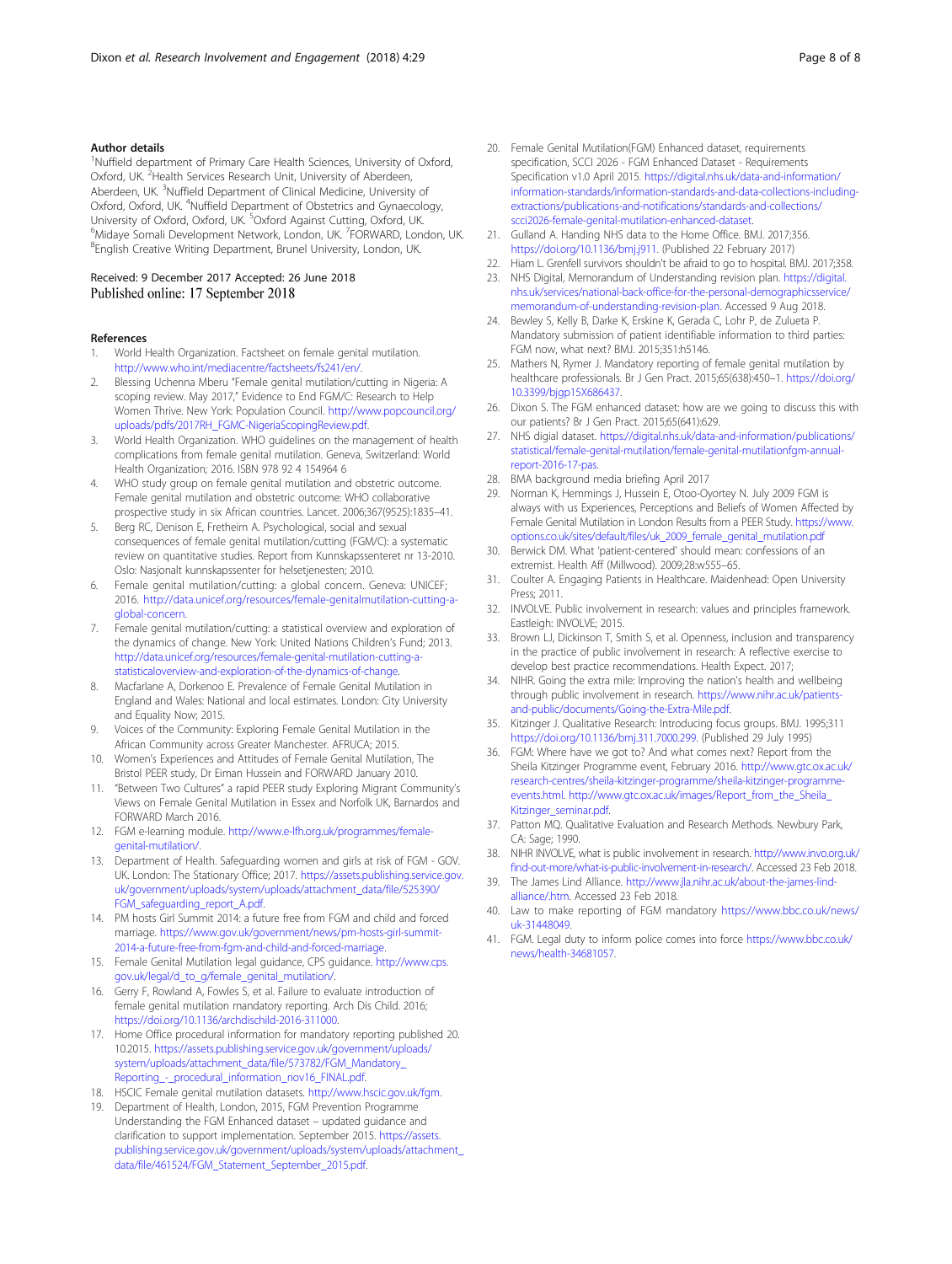## Author details

[1]Nuffield department of Primary Care Health Sciences, University of Oxford, Oxford, UK. [2]Health Services Research Unit, University of Aberdeen, Aberdeen, UK. [3]Nuffield Department of Clinical Medicine, University of Oxford, Oxford, UK. [4]Nuffield Department of Obstetrics and Gynaecology, University of Oxford, Oxford, UK. [5]Oxford Against Cutting, Oxford, UK. [6]Midaye Somali Development Network, London, UK. [7]FORWARD, London, UK. [8]English Creative Writing Department, Brunel University, London, UK.

Received: 9 December 2017 Accepted: 26 June 2018
Published online: 17 September 2018

## References

1. World Health Organization. Factsheet on female genital mutilation. http://www.who.int/mediacentre/factsheets/fs241/en/.
2. Blessing Uchenna Mberu "Female genital mutilation/cutting in Nigeria: A scoping review. May 2017," Evidence to End FGM/C: Research to Help Women Thrive. New York: Population Council. http://www.popcouncil.org/uploads/pdfs/2017RH_FGMC-NigeriaScopingReview.pdf.
3. World Health Organization. WHO guidelines on the management of health complications from female genital mutilation. Geneva, Switzerland: World Health Organization; 2016. ISBN 978 92 4 154964 6
4. WHO study group on female genital mutilation and obstetric outcome. Female genital mutilation and obstetric outcome: WHO collaborative prospective study in six African countries. Lancet. 2006;367(9525):1835–41.
5. Berg RC, Denison E, Fretheim A. Psychological, social and sexual consequences of female genital mutilation/cutting (FGM/C): a systematic review on quantitative studies. Report from Kunnskapssenteret nr 13-2010. Oslo: Nasjonalt kunnskapssenter for helsetjenesten; 2010.
6. Female genital mutilation/cutting: a global concern. Geneva: UNICEF; 2016. http://data.unicef.org/resources/female-genitalmutilation-cutting-a-global-concern.
7. Female genital mutilation/cutting: a statistical overview and exploration of the dynamics of change. New York: United Nations Children's Fund; 2013. http://data.unicef.org/resources/female-genital-mutilation-cutting-a-statisticaloverview-and-exploration-of-the-dynamics-of-change.
8. Macfarlane A, Dorkenoo E. Prevalence of Female Genital Mutilation in England and Wales: National and local estimates. London: City University and Equality Now; 2015.
9. Voices of the Community: Exploring Female Genital Mutilation in the African Community across Greater Manchester. AFRUCA; 2015.
10. Women's Experiences and Attitudes of Female Genital Mutilation, The Bristol PEER study, Dr Eiman Hussein and FORWARD January 2010.
11. "Between Two Cultures" a rapid PEER study Exploring Migrant Community's Views on Female Genital Mutilation in Essex and Norfolk UK, Barnardos and FORWARD March 2016.
12. FGM e-learning module. http://www.e-lfh.org.uk/programmes/female-genital-mutilation/.
13. Department of Health. Safeguarding women and girls at risk of FGM - GOV. UK. London: The Stationary Office; 2017. https://assets.publishing.service.gov.uk/government/uploads/system/uploads/attachment_data/file/525390/FGM_safeguarding_report_A.pdf.
14. PM hosts Girl Summit 2014: a future free from FGM and child and forced marriage. https://www.gov.uk/government/news/pm-hosts-girl-summit-2014-a-future-free-from-fgm-and-child-and-forced-marriage.
15. Female Genital Mutilation legal guidance, CPS guidance. http://www.cps.gov.uk/legal/d_to_g/female_genital_mutilation/.
16. Gerry F, Rowland A, Fowles S, et al. Failure to evaluate introduction of female genital mutilation mandatory reporting. Arch Dis Child. 2016; https://doi.org/10.1136/archdischild-2016-311000.
17. Home Office procedural information for mandatory reporting published 20. 10.2015. https://assets.publishing.service.gov.uk/government/uploads/system/uploads/attachment_data/file/573782/FGM_Mandatory_Reporting_-_procedural_information_nov16_FINAL.pdf.
18. HSCIC Female genital mutilation datasets. http://www.hscic.gov.uk/fgm.
19. Department of Health, London, 2015, FGM Prevention Programme Understanding the FGM Enhanced dataset – updated guidance and clarification to support implementation. September 2015. https://assets.publishing.service.gov.uk/government/uploads/system/uploads/attachment_data/file/461524/FGM_Statement_September_2015.pdf.
20. Female Genital Mutilation(FGM) Enhanced dataset, requirements specification, SCCI 2026 - FGM Enhanced Dataset - Requirements Specification v1.0 April 2015. https://digital.nhs.uk/data-and-information/information-standards/information-standards-and-data-collections-including-extractions/publications-and-notifications/standards-and-collections/scci2026-female-genital-mutilation-enhanced-dataset.
21. Gulland A. Handing NHS data to the Home Office. BMJ. 2017;356. https://doi.org/10.1136/bmj.j911. (Published 22 February 2017)
22. Hiam L. Grenfell survivors shouldn't be afraid to go to hospital. BMJ. 2017;358.
23. NHS Digital, Memorandum of Understanding revision plan. https://digital.nhs.uk/services/national-back-office-for-the-personal-demographicsservice/memorandum-of-understanding-revision-plan. Accessed 9 Aug 2018.
24. Bewley S, Kelly B, Darke K, Erskine K, Gerada C, Lohr P, de Zulueta P. Mandatory submission of patient identifiable information to third parties: FGM now, what next? BMJ. 2015;351:h5146.
25. Mathers N, Rymer J. Mandatory reporting of female genital mutilation by healthcare professionals. Br J Gen Pract. 2015;65(638):450–1. https://doi.org/10.3399/bjgp15X686437.
26. Dixon S. The FGM enhanced dataset: how are we going to discuss this with our patients? Br J Gen Pract. 2015;65(641):629.
27. NHS digial dataset. https://digital.nhs.uk/data-and-information/publications/statistical/female-genital-mutilation/female-genital-mutilationfgm-annual-report-2016-17-pas.
28. BMA background media briefing April 2017
29. Norman K, Hemmings J, Hussein E, Otoo-Oyortey N. July 2009 FGM is always with us Experiences, Perceptions and Beliefs of Women Affected by Female Genital Mutilation in London Results from a PEER Study. https://www.options.co.uk/sites/default/files/uk_2009_female_genital_mutilation.pdf
30. Berwick DM. What 'patient-centered' should mean: confessions of an extremist. Health Aff (Millwood). 2009;28:w555–65.
31. Coulter A. Engaging Patients in Healthcare. Maidenhead: Open University Press; 2011.
32. INVOLVE. Public involvement in research: values and principles framework. Eastleigh: INVOLVE; 2015.
33. Brown LJ, Dickinson T, Smith S, et al. Openness, inclusion and transparency in the practice of public involvement in research: A reflective exercise to develop best practice recommendations. Health Expect. 2017;
34. NIHR. Going the extra mile: Improving the nation's health and wellbeing through public involvement in research. https://www.nihr.ac.uk/patients-and-public/documents/Going-the-Extra-Mile.pdf.
35. Kitzinger J. Qualitative Research: Introducing focus groups. BMJ. 1995;311 https://doi.org/10.1136/bmj.311.7000.299. (Published 29 July 1995)
36. FGM: Where have we got to? And what comes next? Report from the Sheila Kitzinger Programme event, February 2016. http://www.gtc.ox.ac.uk/research-centres/sheila-kitzinger-programme/sheila-kitzinger-programme-events.html. http://www.gtc.ox.ac.uk/images/Report_from_the_Sheila_Kitzinger_seminar.pdf.
37. Patton MQ. Qualitative Evaluation and Research Methods. Newbury Park, CA: Sage; 1990.
38. NIHR INVOLVE, what is public involvement in research. http://www.invo.org.uk/find-out-more/what-is-public-involvement-in-research/. Accessed 23 Feb 2018.
39. The James Lind Alliance. http://www.jla.nihr.ac.uk/about-the-james-lind-alliance/.htm. Accessed 23 Feb 2018.
40. Law to make reporting of FGM mandatory https://www.bbc.co.uk/news/uk-31448049.
41. FGM. Legal duty to inform police comes into force https://www.bbc.co.uk/news/health-34681057.